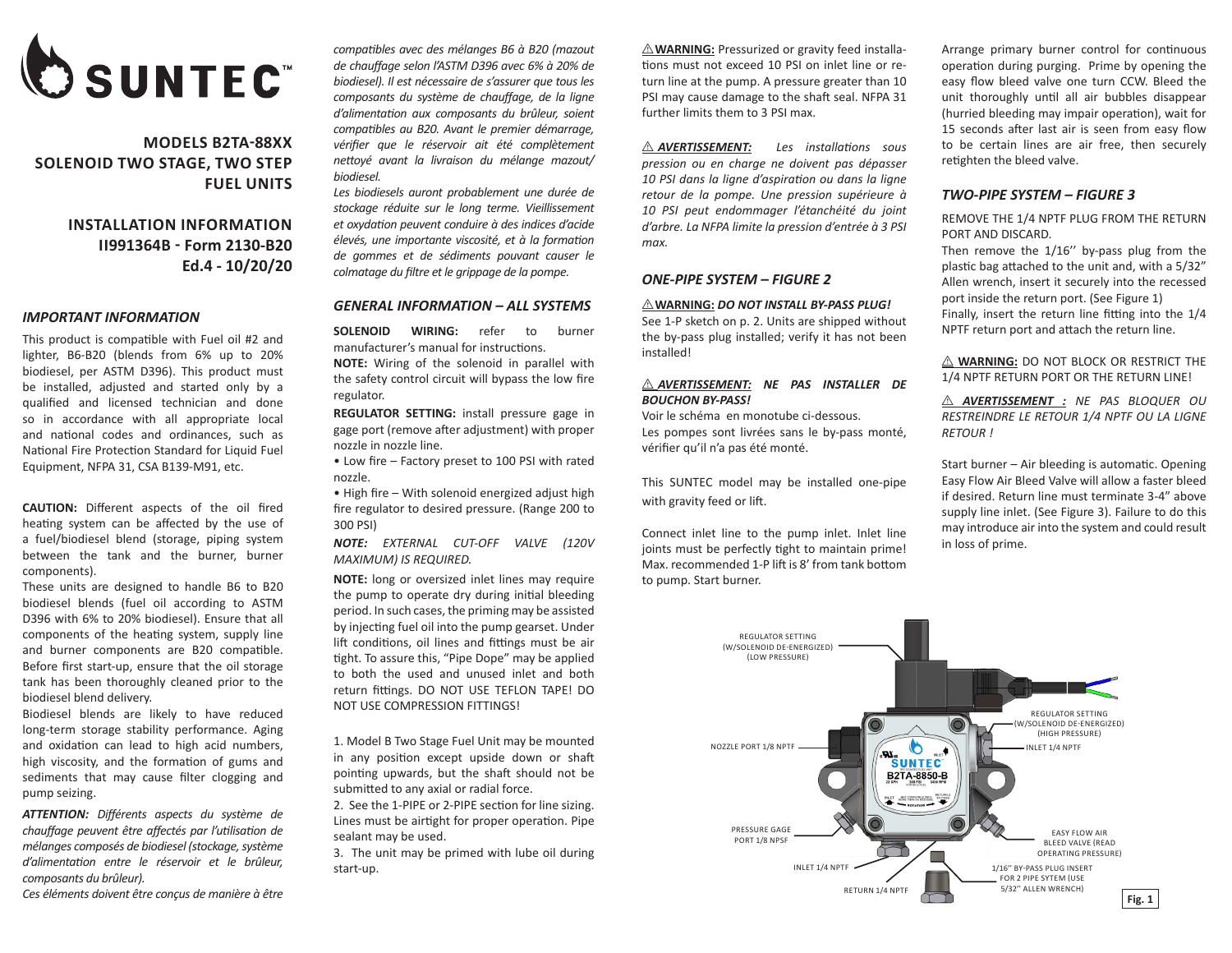SUNTEC™

## MODELS B2TA-88XX SOLENOID TWO STAGE, TWO STEP FUEL UNITS

## INSTALLATION INFORMATION II991364B - Form 2130-B20 Ed.4 - 10/20/20

### *IMPORTANT INFORMATION*

This product is compatible with Fuel oil #2 and lighter, B6-B20 (blends from 6% up to 20% biodiesel, per ASTM D396). This product must be installed, adjusted and started only by a qualified and licensed technician and done so in accordance with all appropriate local and national codes and ordinances, such as National Fire Protection Standard for Liquid Fuel Equipment, NFPA 31, CSA B139-M91, etc.

**CAUTION:** Different aspects of the oil fired heating system can be affected by the use of a fuel/biodiesel blend (storage, piping system between the tank and the burner, burner components).

These units are designed to handle B6 to B20 biodiesel blends (fuel oil according to ASTM D396 with 6% to 20% biodiesel). Ensure that all components of the heating system, supply line and burner components are B20 compatible. Before first start-up, ensure that the oil storage tank has been thoroughly cleaned prior to the biodiesel blend delivery.

Biodiesel blends are likely to have reduced long-term storage stability performance. Aging and oxidation can lead to high acid numbers, high viscosity, and the formation of gums and sediments that may cause filter clogging and pump seizing.

***ATTENTION:*** *Différents aspects du système de chauffage peuvent être affectés par l'utilisation de mélanges composés de biodiesel (stockage, système d'alimentation entre le réservoir et le brûleur, composants du brûleur).*

*Ces éléments doivent être conçus de manière à être compatibles avec des mélanges B6 à B20 (mazout de chauffage selon l'ASTM D396 avec 6% à 20% de biodiesel). Il est nécessaire de s'assurer que tous les composants du système de chauffage, de la ligne d'alimentation aux composants du brûleur, soient compatibles au B20. Avant le premier démarrage, vérifier que le réservoir ait été complètement nettoyé avant la livraison du mélange mazout/biodiesel.*

*Les biodiesels auront probablement une durée de stockage réduite sur le long terme. Vieillissement et oxydation peuvent conduire à des indices d'acide élevés, une importante viscosité, et à la formation de gommes et de sédiments pouvant causer le colmatage du filtre et le grippage de la pompe.*

### *GENERAL INFORMATION – ALL SYSTEMS*

**SOLENOID WIRING:** refer to burner manufacturer's manual for instructions.

**NOTE:** Wiring of the solenoid in parallel with the safety control circuit will bypass the low fire regulator.

**REGULATOR SETTING:** install pressure gage in gage port (remove after adjustment) with proper nozzle in nozzle line.

- Low fire – Factory preset to 100 PSI with rated nozzle.
- High fire – With solenoid energized adjust high fire regulator to desired pressure. (Range 200 to 300 PSI)

***NOTE:*** *EXTERNAL CUT-OFF VALVE (120V MAXIMUM) IS REQUIRED.*

**NOTE:** long or oversized inlet lines may require the pump to operate dry during initial bleeding period. In such cases, the priming may be assisted by injecting fuel oil into the pump gearset. Under lift conditions, oil lines and fittings must be air tight. To assure this, "Pipe Dope" may be applied to both the used and unused inlet and both return fittings. DO NOT USE TEFLON TAPE! DO NOT USE COMPRESSION FITTINGS!

1. Model B Two Stage Fuel Unit may be mounted in any position except upside down or shaft pointing upwards, but the shaft should not be submitted to any axial or radial force.
2. See the 1-PIPE or 2-PIPE section for line sizing. Lines must be airtight for proper operation. Pipe sealant may be used.
3. The unit may be primed with lube oil during start-up.

⚠**WARNING:** Pressurized or gravity feed installations must not exceed 10 PSI on inlet line or return line at the pump. A pressure greater than 10 PSI may cause damage to the shaft seal. NFPA 31 further limits them to 3 PSI max.

⚠ ***AVERTISSEMENT:*** *Les installations sous pression ou en charge ne doivent pas dépasser 10 PSI dans la ligne d'aspiration ou dans la ligne retour de la pompe. Une pression supérieure à 10 PSI peut endommager l'étanchéité du joint d'arbre. La NFPA limite la pression d'entrée à 3 PSI max.*

### *ONE-PIPE SYSTEM – FIGURE 2*

⚠**WARNING:** ***DO NOT INSTALL BY-PASS PLUG!***

See 1-P sketch on p. 2. Units are shipped without the by-pass plug installed; verify it has not been installed!

⚠ ***AVERTISSEMENT: NE PAS INSTALLER DE BOUCHON BY-PASS!***

Voir le schéma en monotube ci-dessous.

Les pompes sont livrées sans le by-pass monté, vérifier qu'il n'a pas été monté.

This SUNTEC model may be installed one-pipe with gravity feed or lift.

Connect inlet line to the pump inlet. Inlet line joints must be perfectly tight to maintain prime! Max. recommended 1-P lift is 8' from tank bottom to pump. Start burner.

Arrange primary burner control for continuous operation during purging. Prime by opening the easy flow bleed valve one turn CCW. Bleed the unit thoroughly until all air bubbles disappear (hurried bleeding may impair operation), wait for 15 seconds after last air is seen from easy flow to be certain lines are air free, then securely retighten the bleed valve.

### *TWO-PIPE SYSTEM – FIGURE 3*

REMOVE THE 1/4 NPTF PLUG FROM THE RETURN PORT AND DISCARD.

Then remove the 1/16'' by-pass plug from the plastic bag attached to the unit and, with a 5/32" Allen wrench, insert it securely into the recessed port inside the return port. (See Figure 1)

Finally, insert the return line fitting into the 1/4 NPTF return port and attach the return line.

⚠ **WARNING:** DO NOT BLOCK OR RESTRICT THE 1/4 NPTF RETURN PORT OR THE RETURN LINE!

⚠ ***AVERTISSEMENT :*** *NE PAS BLOQUER OU RESTREINDRE LE RETOUR 1/4 NPTF OU LA LIGNE RETOUR !*

Start burner – Air bleeding is automatic. Opening Easy Flow Air Bleed Valve will allow a faster bleed if desired. Return line must terminate 3-4" above supply line inlet. (See Figure 3). Failure to do this may introduce air into the system and could result in loss of prime.

REGULATOR SETTING (W/SOLENOID DE-ENERGIZED) (LOW PRESSURE)

REGULATOR SETTING (W/SOLENOID DE-ENERGIZED) (HIGH PRESSURE)

NOZZLE PORT 1/8 NPTF

INLET 1/4 NPTF

PRESSURE GAGE PORT 1/8 NPSF

EASY FLOW AIR BLEED VALVE (READ OPERATING PRESSURE)

INLET 1/4 NPTF

1/16'' BY-PASS PLUG INSERT FOR 2 PIPE SYTEM (USE 5/32'' ALLEN WRENCH)

RETURN 1/4 NPTF

**Fig. 1**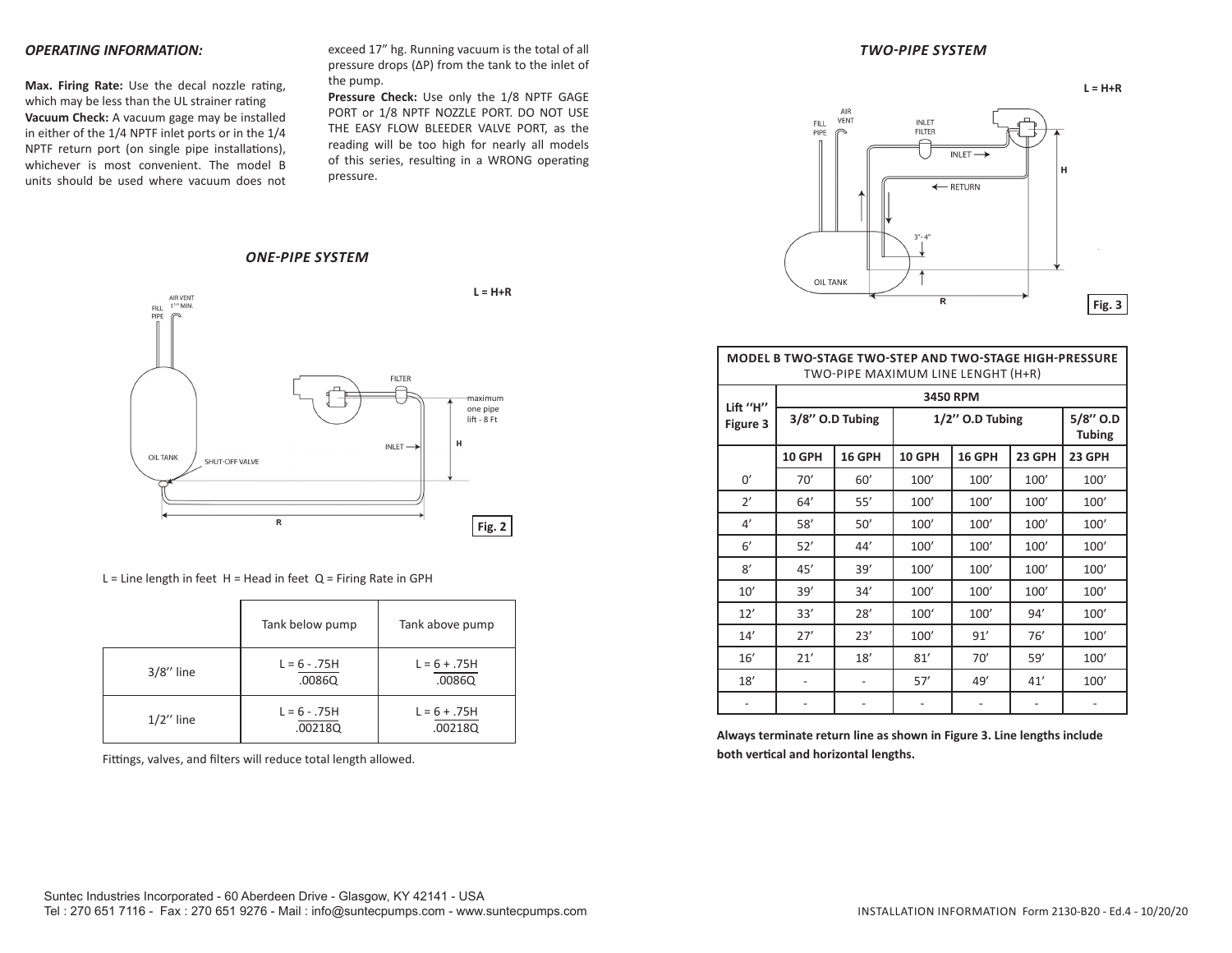### *OPERATING INFORMATION:*

**Max. Firing Rate:** Use the decal nozzle rating, which may be less than the UL strainer rating

**Vacuum Check:** A vacuum gage may be installed in either of the 1/4 NPTF inlet ports or in the 1/4 NPTF return port (on single pipe installations), whichever is most convenient. The model B units should be used where vacuum does not exceed 17” hg. Running vacuum is the total of all pressure drops (ΔP) from the tank to the inlet of the pump.

**Pressure Check:** Use only the 1/8 NPTF GAGE PORT or 1/8 NPTF NOZZLE PORT. DO NOT USE THE EASY FLOW BLEEDER VALVE PORT, as the reading will be too high for nearly all models of this series, resulting in a WRONG operating pressure.

### *ONE-PIPE SYSTEM*

L = H+R

FILL PIPE
AIR VENT 1¼” MIN.
OIL TANK
SHUT-OFF VALVE
FILTER
INLET
maximum one pipe lift - 8 Ft
H
R

**Fig. 2**

L = Line length in feet  H = Head in feet  Q = Firing Rate in GPH

| | Tank below pump | Tank above pump |
|---|---|---|
| 3/8’’ line | $L = \frac{6 - .75H}{.0086Q}$ | $L = \frac{6 + .75H}{.0086Q}$ |
| 1/2’’ line | $L = \frac{6 - .75H}{.00218Q}$ | $L = \frac{6 + .75H}{.00218Q}$ |

Fittings, valves, and filters will reduce total length allowed.

### *TWO-PIPE SYSTEM*

L = H+R

FILL PIPE
AIR VENT
INLET FILTER
INLET
RETURN
3”- 4”
OIL TANK
H
R

**Fig. 3**

| **MODEL B TWO-STAGE TWO-STEP AND TWO-STAGE HIGH-PRESSURE** TWO-PIPE MAXIMUM LINE LENGHT (H+R) | | | | | | |
|---|---|---|---|---|---|---|
| **Lift ‘’H’’ Figure 3** | **3450 RPM** | | | | | |
| | **3/8’’ O.D Tubing** | | **1/2’’ O.D Tubing** | | | **5/8’’ O.D Tubing** |
| | **10 GPH** | **16 GPH** | **10 GPH** | **16 GPH** | **23 GPH** | **23 GPH** |
| 0’ | 70’ | 60’ | 100’ | 100’ | 100’ | 100’ |
| 2’ | 64’ | 55’ | 100’ | 100’ | 100’ | 100’ |
| 4’ | 58’ | 50’ | 100’ | 100’ | 100’ | 100’ |
| 6’ | 52’ | 44’ | 100’ | 100’ | 100’ | 100’ |
| 8’ | 45’ | 39’ | 100’ | 100’ | 100’ | 100’ |
| 10’ | 39’ | 34’ | 100’ | 100’ | 100’ | 100’ |
| 12’ | 33’ | 28’ | 100‘ | 100’ | 94’ | 100’ |
| 14’ | 27’ | 23’ | 100’ | 91’ | 76’ | 100’ |
| 16’ | 21’ | 18’ | 81’ | 70’ | 59’ | 100’ |
| 18’ | - | - | 57’ | 49’ | 41’ | 100’ |
| - | - | - | - | - | - | - |

**Always terminate return line as shown in Figure 3. Line lengths include both vertical and horizontal lengths.**

Suntec Industries Incorporated - 60 Aberdeen Drive - Glasgow, KY 42141 - USA
Tel : 270 651 7116 - Fax : 270 651 9276 - Mail : info@suntecpumps.com - www.suntecpumps.com

INSTALLATION INFORMATION Form 2130-B20 - Ed.4 - 10/20/20